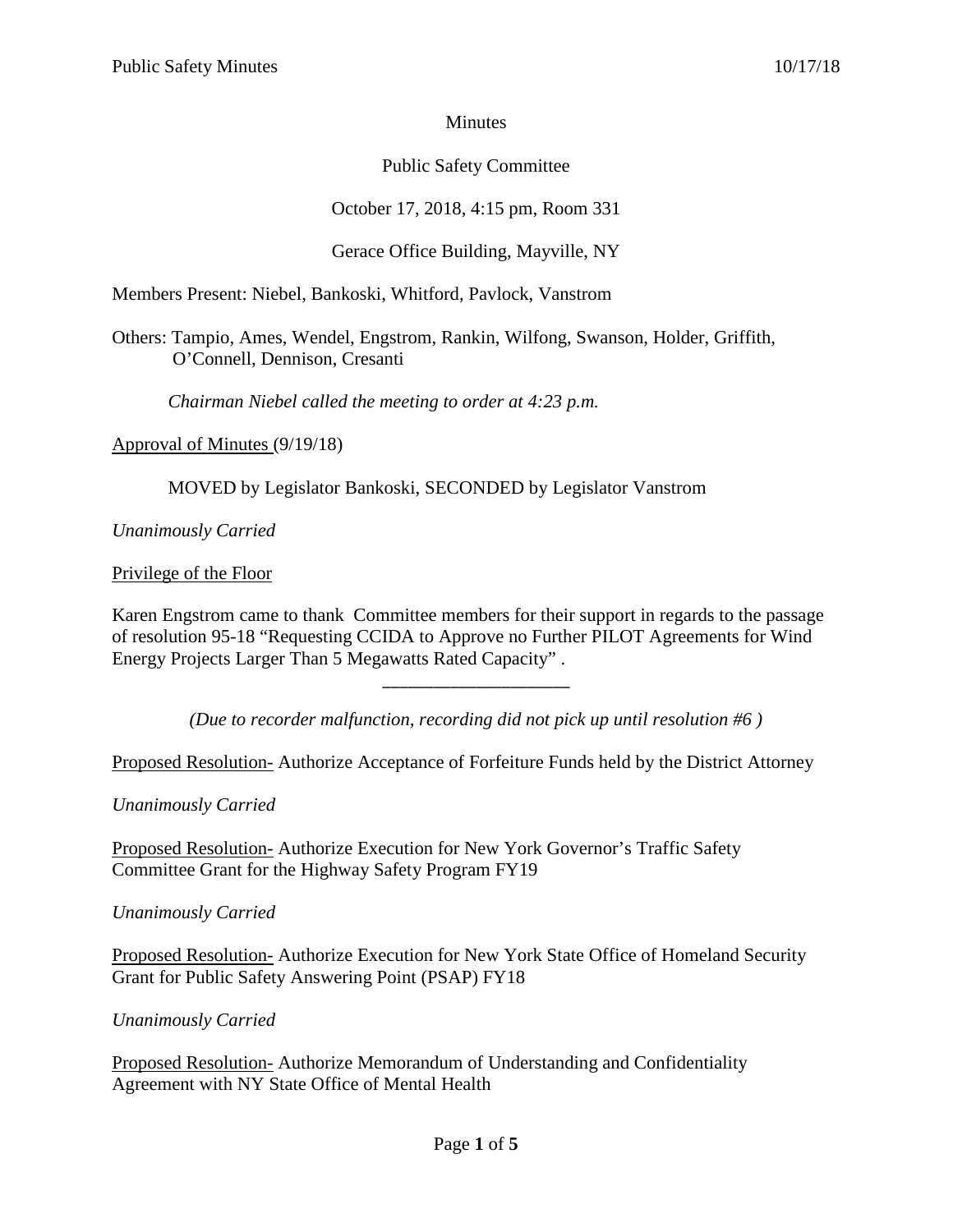Minutes

Public Safety Committee

October 17, 2018, 4:15 pm, Room 331

Gerace Office Building, Mayville, NY

Members Present: Niebel, Bankoski, Whitford, Pavlock, Vanstrom

Others: Tampio, Ames, Wendel, Engstrom, Rankin, Wilfong, Swanson, Holder, Griffith, O'Connell, Dennison, Cresanti

*Chairman Niebel called the meeting to order at 4:23 p.m.*

Approval of Minutes (9/19/18)

MOVED by Legislator Bankoski, SECONDED by Legislator Vanstrom

*Unanimously Carried*

Privilege of the Floor

Karen Engstrom came to thank Committee members for their support in regards to the passage of resolution 95-18 "Requesting CCIDA to Approve no Further PILOT Agreements for Wind Energy Projects Larger Than 5 Megawatts Rated Capacity" .

---

*(Due to recorder malfunction, recording did not pick up until resolution #6 )*

Proposed Resolution- Authorize Acceptance of Forfeiture Funds held by the District Attorney

*Unanimously Carried*

Proposed Resolution- Authorize Execution for New York Governor's Traffic Safety Committee Grant for the Highway Safety Program FY19

*Unanimously Carried*

Proposed Resolution- Authorize Execution for New York State Office of Homeland Security Grant for Public Safety Answering Point (PSAP) FY18

*Unanimously Carried*

Proposed Resolution- Authorize Memorandum of Understanding and Confidentiality Agreement with NY State Office of Mental Health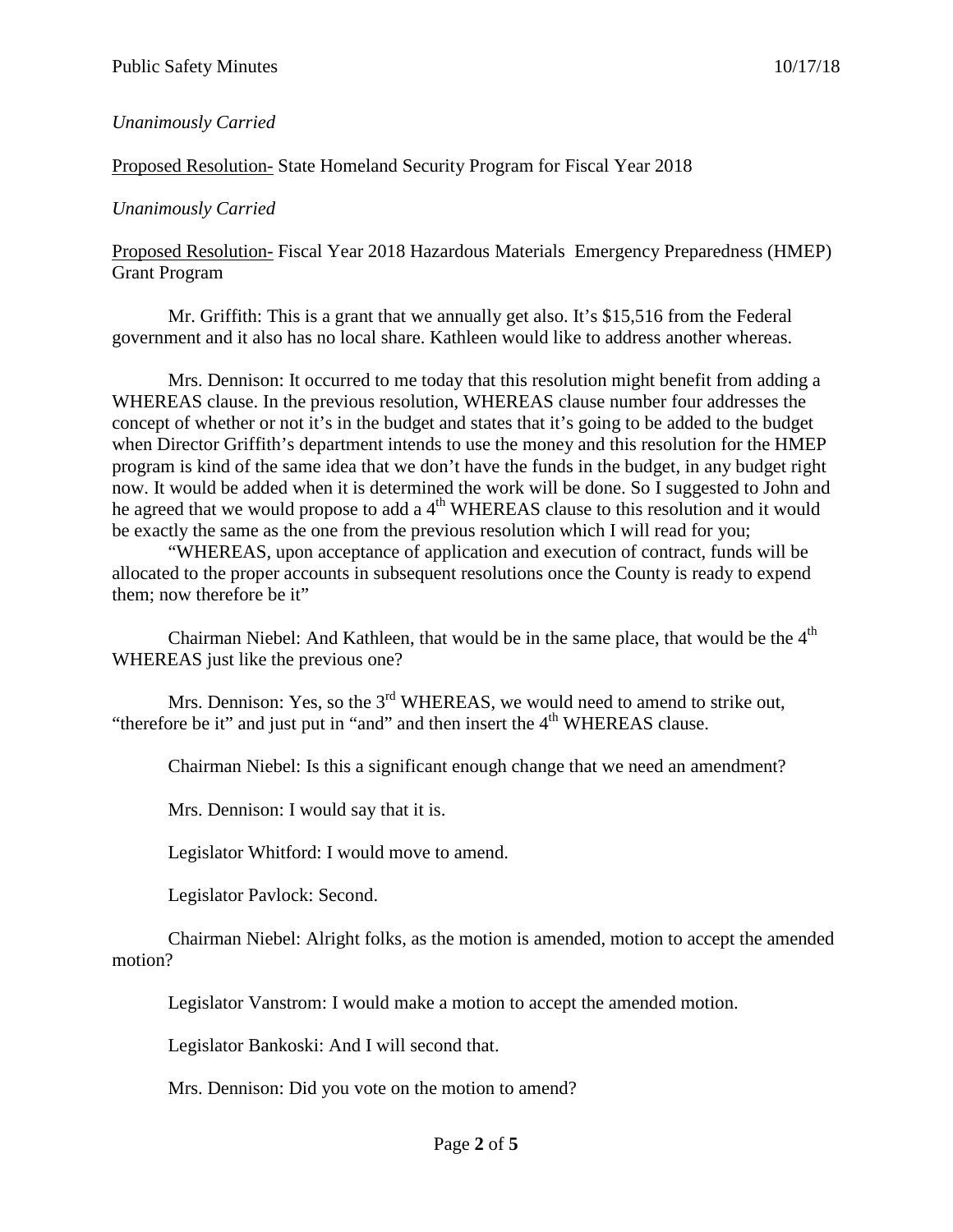*Unanimously Carried*

Proposed Resolution- State Homeland Security Program for Fiscal Year 2018

*Unanimously Carried*

Proposed Resolution- Fiscal Year 2018 Hazardous Materials Emergency Preparedness (HMEP) Grant Program

Mr. Griffith: This is a grant that we annually get also. It's $15,516 from the Federal government and it also has no local share. Kathleen would like to address another whereas.

Mrs. Dennison: It occurred to me today that this resolution might benefit from adding a WHEREAS clause. In the previous resolution, WHEREAS clause number four addresses the concept of whether or not it's in the budget and states that it's going to be added to the budget when Director Griffith's department intends to use the money and this resolution for the HMEP program is kind of the same idea that we don't have the funds in the budget, in any budget right now. It would be added when it is determined the work will be done. So I suggested to John and he agreed that we would propose to add a 4th WHEREAS clause to this resolution and it would be exactly the same as the one from the previous resolution which I will read for you;

"WHEREAS, upon acceptance of application and execution of contract, funds will be allocated to the proper accounts in subsequent resolutions once the County is ready to expend them; now therefore be it"

Chairman Niebel: And Kathleen, that would be in the same place, that would be the 4th WHEREAS just like the previous one?

Mrs. Dennison: Yes, so the 3rd WHEREAS, we would need to amend to strike out, "therefore be it" and just put in "and" and then insert the 4th WHEREAS clause.

Chairman Niebel: Is this a significant enough change that we need an amendment?

Mrs. Dennison: I would say that it is.

Legislator Whitford: I would move to amend.

Legislator Pavlock: Second.

Chairman Niebel: Alright folks, as the motion is amended, motion to accept the amended motion?

Legislator Vanstrom: I would make a motion to accept the amended motion.

Legislator Bankoski: And I will second that.

Mrs. Dennison: Did you vote on the motion to amend?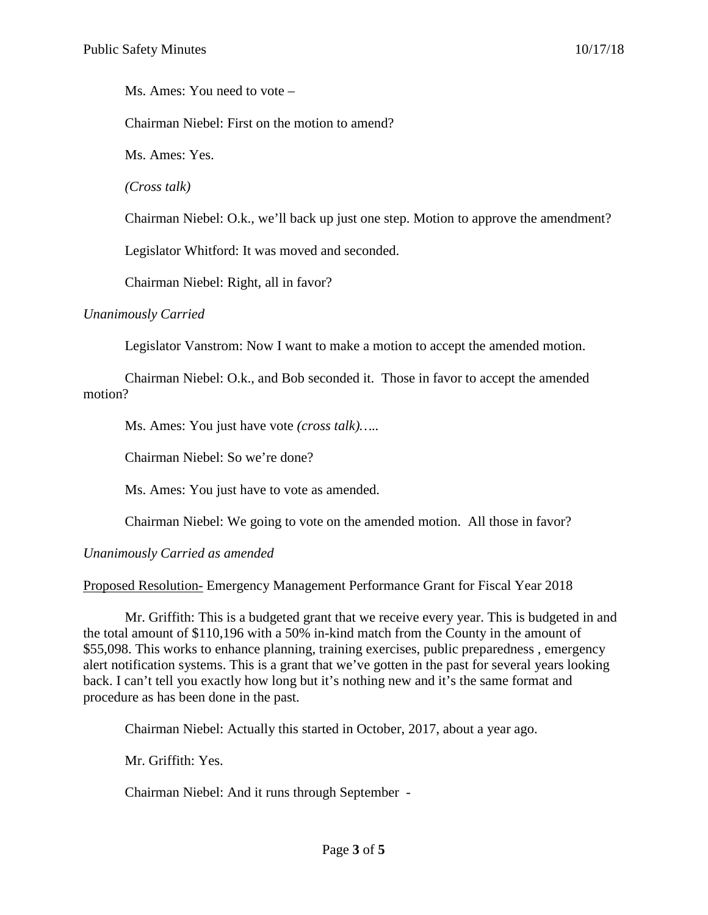Ms. Ames: You need to vote –

Chairman Niebel: First on the motion to amend?

Ms. Ames: Yes.

*(Cross talk)*

Chairman Niebel: O.k., we'll back up just one step. Motion to approve the amendment?

Legislator Whitford: It was moved and seconded.

Chairman Niebel: Right, all in favor?

*Unanimously Carried*

Legislator Vanstrom: Now I want to make a motion to accept the amended motion.

Chairman Niebel: O.k., and Bob seconded it. Those in favor to accept the amended motion?

Ms. Ames: You just have vote *(cross talk)…..*

Chairman Niebel: So we're done?

Ms. Ames: You just have to vote as amended.

Chairman Niebel: We going to vote on the amended motion. All those in favor?

*Unanimously Carried as amended*

<u>Proposed Resolution-</u> Emergency Management Performance Grant for Fiscal Year 2018

Mr. Griffith: This is a budgeted grant that we receive every year. This is budgeted in and the total amount of $110,196 with a 50% in-kind match from the County in the amount of $55,098. This works to enhance planning, training exercises, public preparedness , emergency alert notification systems. This is a grant that we've gotten in the past for several years looking back. I can't tell you exactly how long but it's nothing new and it's the same format and procedure as has been done in the past.

Chairman Niebel: Actually this started in October, 2017, about a year ago.

Mr. Griffith: Yes.

Chairman Niebel: And it runs through September -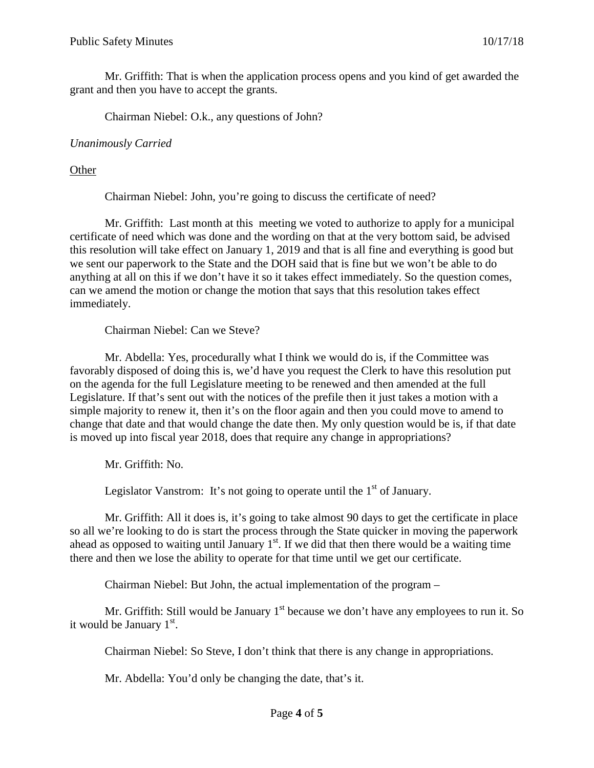Mr. Griffith: That is when the application process opens and you kind of get awarded the grant and then you have to accept the grants.

Chairman Niebel: O.k., any questions of John?

*Unanimously Carried*

Other

Chairman Niebel: John, you're going to discuss the certificate of need?

Mr. Griffith: Last month at this meeting we voted to authorize to apply for a municipal certificate of need which was done and the wording on that at the very bottom said, be advised this resolution will take effect on January 1, 2019 and that is all fine and everything is good but we sent our paperwork to the State and the DOH said that is fine but we won't be able to do anything at all on this if we don't have it so it takes effect immediately. So the question comes, can we amend the motion or change the motion that says that this resolution takes effect immediately.

Chairman Niebel: Can we Steve?

Mr. Abdella: Yes, procedurally what I think we would do is, if the Committee was favorably disposed of doing this is, we'd have you request the Clerk to have this resolution put on the agenda for the full Legislature meeting to be renewed and then amended at the full Legislature. If that's sent out with the notices of the prefile then it just takes a motion with a simple majority to renew it, then it's on the floor again and then you could move to amend to change that date and that would change the date then. My only question would be is, if that date is moved up into fiscal year 2018, does that require any change in appropriations?

Mr. Griffith: No.

Legislator Vanstrom: It's not going to operate until the 1st of January.

Mr. Griffith: All it does is, it's going to take almost 90 days to get the certificate in place so all we're looking to do is start the process through the State quicker in moving the paperwork ahead as opposed to waiting until January 1st. If we did that then there would be a waiting time there and then we lose the ability to operate for that time until we get our certificate.

Chairman Niebel: But John, the actual implementation of the program –

Mr. Griffith: Still would be January 1st because we don't have any employees to run it. So it would be January 1st.

Chairman Niebel: So Steve, I don't think that there is any change in appropriations.

Mr. Abdella: You'd only be changing the date, that's it.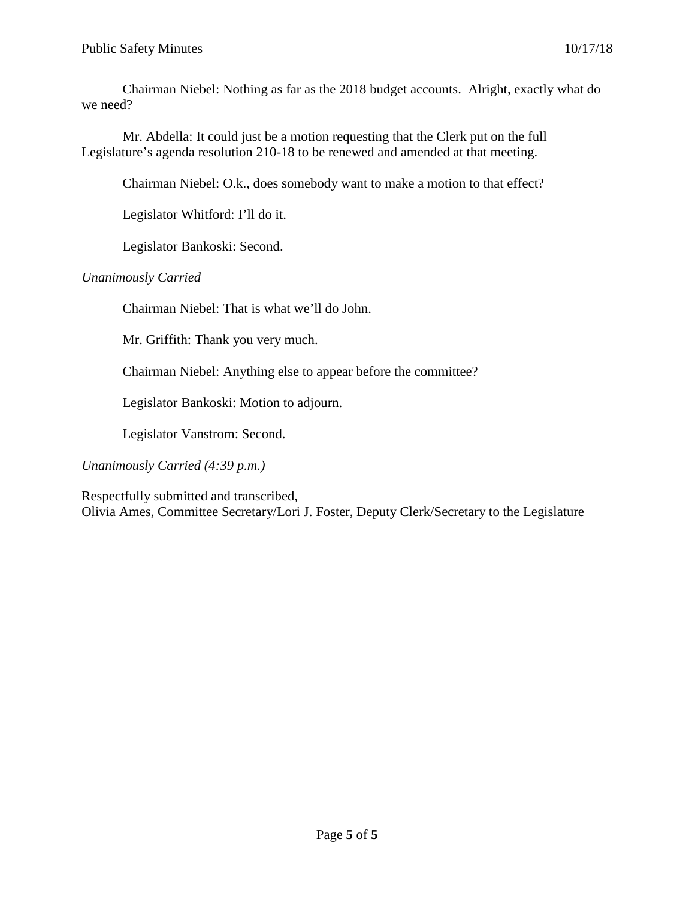Chairman Niebel: Nothing as far as the 2018 budget accounts. Alright, exactly what do we need?

Mr. Abdella: It could just be a motion requesting that the Clerk put on the full Legislature's agenda resolution 210-18 to be renewed and amended at that meeting.

Chairman Niebel: O.k., does somebody want to make a motion to that effect?

Legislator Whitford: I'll do it.

Legislator Bankoski: Second.

*Unanimously Carried*

Chairman Niebel: That is what we'll do John.

Mr. Griffith: Thank you very much.

Chairman Niebel: Anything else to appear before the committee?

Legislator Bankoski: Motion to adjourn.

Legislator Vanstrom: Second.

*Unanimously Carried (4:39 p.m.)*

Respectfully submitted and transcribed,
Olivia Ames, Committee Secretary/Lori J. Foster, Deputy Clerk/Secretary to the Legislature